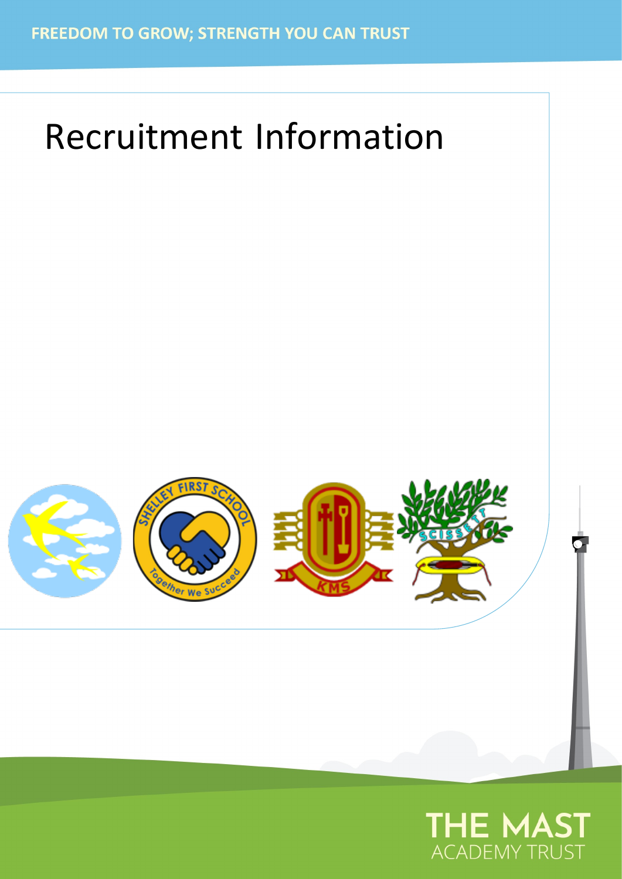FREEDOM TO GROW; STRENGTH YOU CAN TRUST

# Recruitment Information

THE MAST
ACADEMY TRUST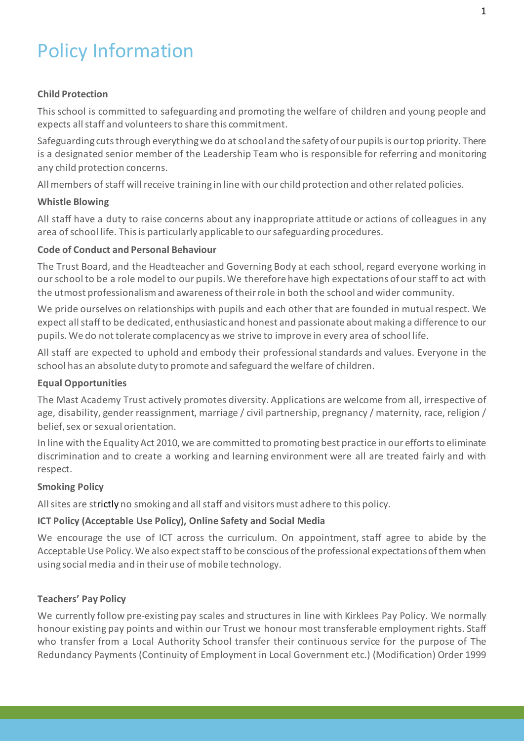# Policy Information

**Child Protection**

This school is committed to safeguarding and promoting the welfare of children and young people and expects all staff and volunteers to share this commitment.

Safeguarding cuts through everything we do at school and the safety of our pupils is our top priority. There is a designated senior member of the Leadership Team who is responsible for referring and monitoring any child protection concerns.

All members of staff will receive training in line with our child protection and other related policies.

**Whistle Blowing**

All staff have a duty to raise concerns about any inappropriate attitude or actions of colleagues in any area of school life. This is particularly applicable to our safeguarding procedures.

**Code of Conduct and Personal Behaviour**

The Trust Board, and the Headteacher and Governing Body at each school, regard everyone working in our school to be a role model to our pupils. We therefore have high expectations of our staff to act with the utmost professionalism and awareness of their role in both the school and wider community.

We pride ourselves on relationships with pupils and each other that are founded in mutual respect. We expect all staff to be dedicated, enthusiastic and honest and passionate about making a difference to our pupils. We do not tolerate complacency as we strive to improve in every area of school life.

All staff are expected to uphold and embody their professional standards and values. Everyone in the school has an absolute duty to promote and safeguard the welfare of children.

**Equal Opportunities**

The Mast Academy Trust actively promotes diversity. Applications are welcome from all, irrespective of age, disability, gender reassignment, marriage / civil partnership, pregnancy / maternity, race, religion / belief, sex or sexual orientation.

In line with the Equality Act 2010, we are committed to promoting best practice in our efforts to eliminate discrimination and to create a working and learning environment were all are treated fairly and with respect.

**Smoking Policy**

All sites are strictly no smoking and all staff and visitors must adhere to this policy.

**ICT Policy (Acceptable Use Policy), Online Safety and Social Media**

We encourage the use of ICT across the curriculum. On appointment, staff agree to abide by the Acceptable Use Policy. We also expect staff to be conscious of the professional expectations of them when using social media and in their use of mobile technology.

**Teachers' Pay Policy**

We currently follow pre-existing pay scales and structures in line with Kirklees Pay Policy. We normally honour existing pay points and within our Trust we honour most transferable employment rights. Staff who transfer from a Local Authority School transfer their continuous service for the purpose of The Redundancy Payments (Continuity of Employment in Local Government etc.) (Modification) Order 1999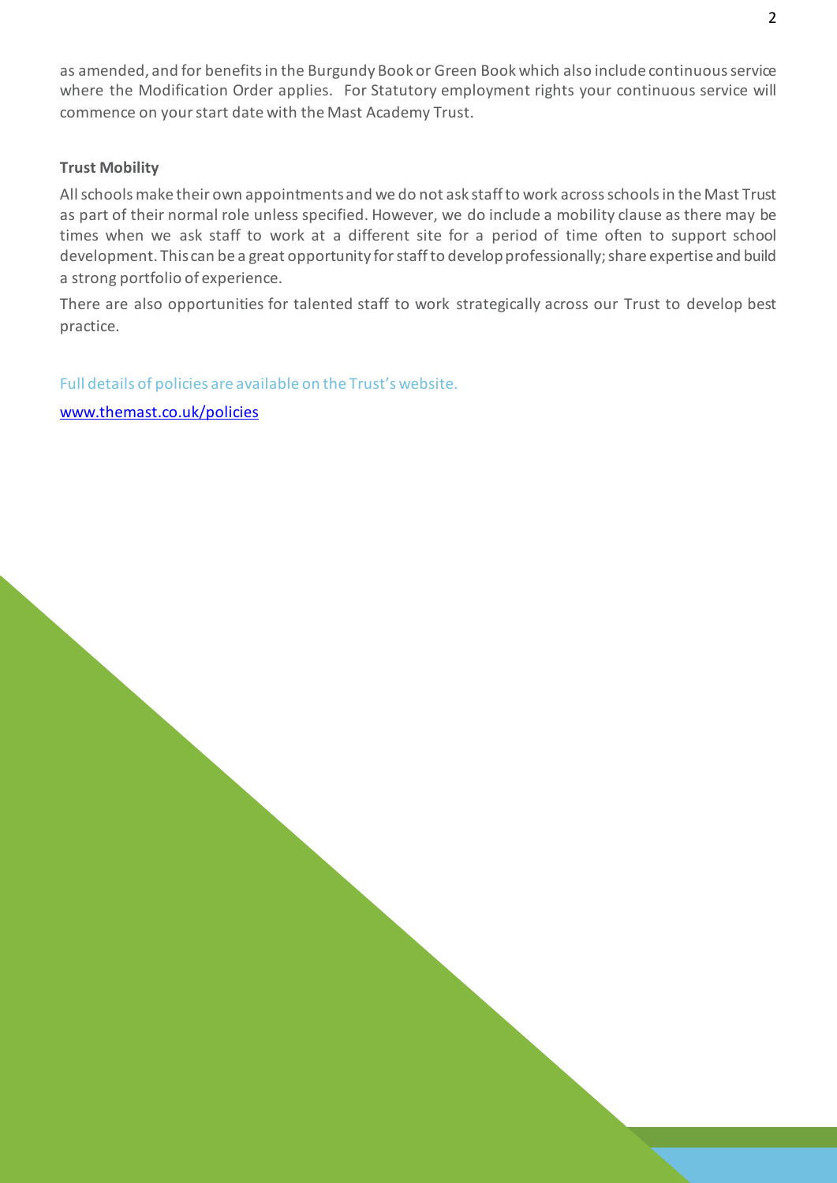as amended, and for benefits in the Burgundy Book or Green Book which also include continuous service where the Modification Order applies. For Statutory employment rights your continuous service will commence on your start date with the Mast Academy Trust.

**Trust Mobility**

All schools make their own appointments and we do not ask staff to work across schools in the Mast Trust as part of their normal role unless specified. However, we do include a mobility clause as there may be times when we ask staff to work at a different site for a period of time often to support school development. This can be a great opportunity for staff to develop professionally; share expertise and build a strong portfolio of experience.

There are also opportunities for talented staff to work strategically across our Trust to develop best practice.

Full details of policies are available on the Trust's website.

[www.themast.co.uk/policies](http://www.themast.co.uk/policies)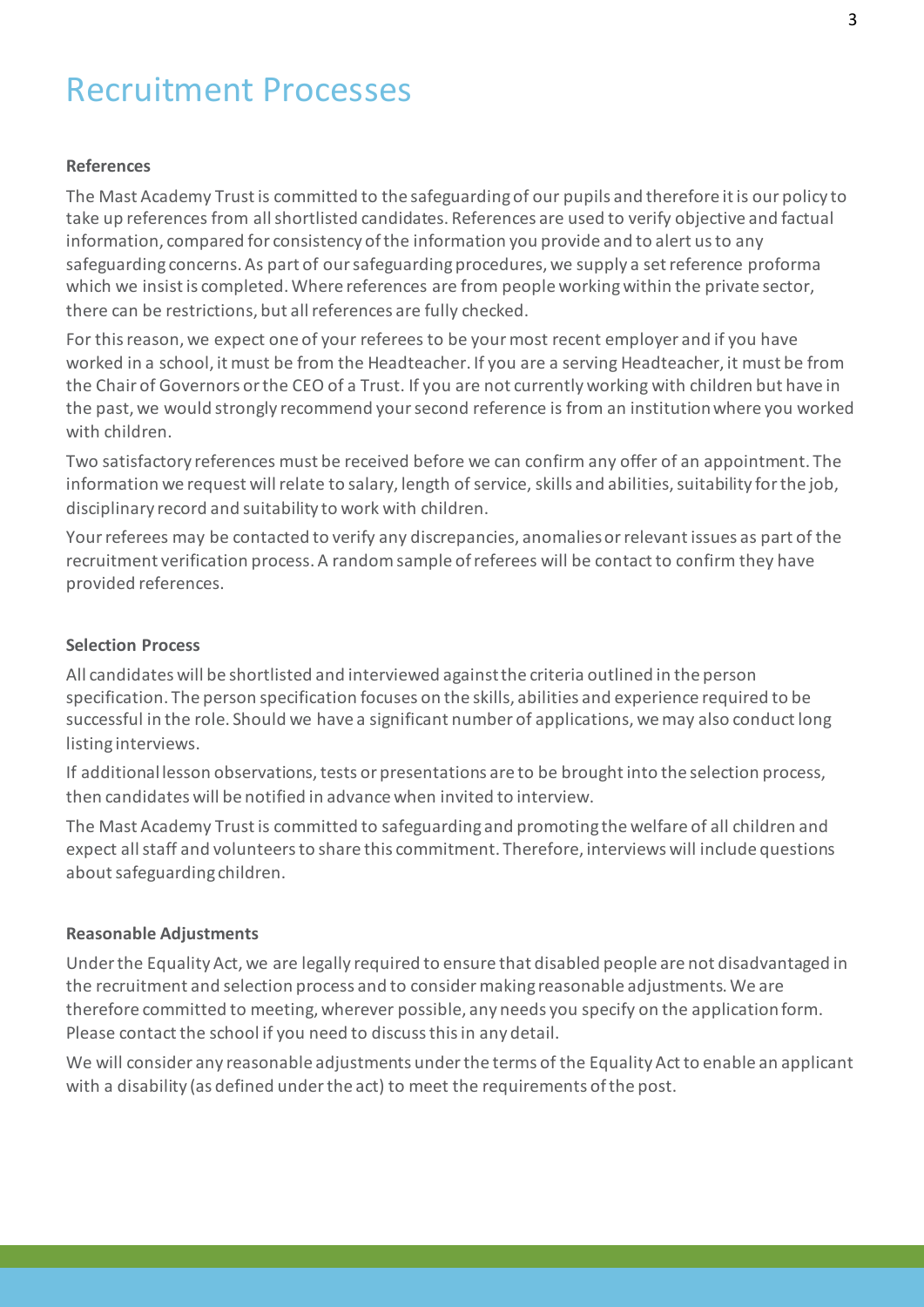# Recruitment Processes

**References**

The Mast Academy Trust is committed to the safeguarding of our pupils and therefore it is our policy to take up references from all shortlisted candidates. References are used to verify objective and factual information, compared for consistency of the information you provide and to alert us to any safeguarding concerns. As part of our safeguarding procedures, we supply a set reference proforma which we insist is completed. Where references are from people working within the private sector, there can be restrictions, but all references are fully checked.

For this reason, we expect one of your referees to be your most recent employer and if you have worked in a school, it must be from the Headteacher. If you are a serving Headteacher, it must be from the Chair of Governors or the CEO of a Trust. If you are not currently working with children but have in the past, we would strongly recommend your second reference is from an institution where you worked with children.

Two satisfactory references must be received before we can confirm any offer of an appointment. The information we request will relate to salary, length of service, skills and abilities, suitability for the job, disciplinary record and suitability to work with children.

Your referees may be contacted to verify any discrepancies, anomalies or relevant issues as part of the recruitment verification process. A random sample of referees will be contact to confirm they have provided references.

**Selection Process**

All candidates will be shortlisted and interviewed against the criteria outlined in the person specification. The person specification focuses on the skills, abilities and experience required to be successful in the role. Should we have a significant number of applications, we may also conduct long listing interviews.

If additional lesson observations, tests or presentations are to be brought into the selection process, then candidates will be notified in advance when invited to interview.

The Mast Academy Trust is committed to safeguarding and promoting the welfare of all children and expect all staff and volunteers to share this commitment. Therefore, interviews will include questions about safeguarding children.

**Reasonable Adjustments**

Under the Equality Act, we are legally required to ensure that disabled people are not disadvantaged in the recruitment and selection process and to consider making reasonable adjustments. We are therefore committed to meeting, wherever possible, any needs you specify on the application form. Please contact the school if you need to discuss this in any detail.

We will consider any reasonable adjustments under the terms of the Equality Act to enable an applicant with a disability (as defined under the act) to meet the requirements of the post.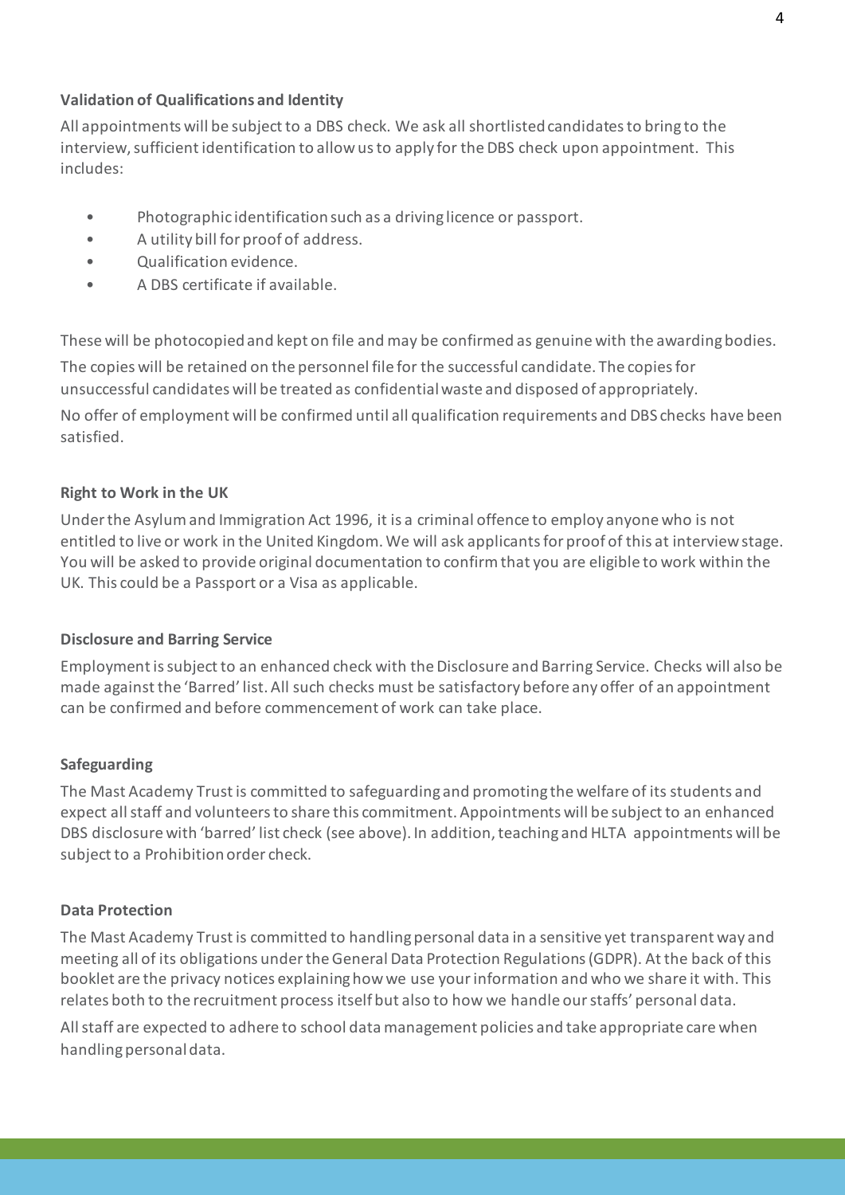### Validation of Qualifications and Identity

All appointments will be subject to a DBS check. We ask all shortlisted candidates to bring to the interview, sufficient identification to allow us to apply for the DBS check upon appointment. This includes:

- Photographic identification such as a driving licence or passport.
- A utility bill for proof of address.
- Qualification evidence.
- A DBS certificate if available.

These will be photocopied and kept on file and may be confirmed as genuine with the awarding bodies.

The copies will be retained on the personnel file for the successful candidate. The copies for unsuccessful candidates will be treated as confidential waste and disposed of appropriately.

No offer of employment will be confirmed until all qualification requirements and DBS checks have been satisfied.

### Right to Work in the UK

Under the Asylum and Immigration Act 1996, it is a criminal offence to employ anyone who is not entitled to live or work in the United Kingdom. We will ask applicants for proof of this at interview stage. You will be asked to provide original documentation to confirm that you are eligible to work within the UK. This could be a Passport or a Visa as applicable.

### Disclosure and Barring Service

Employment is subject to an enhanced check with the Disclosure and Barring Service. Checks will also be made against the 'Barred' list. All such checks must be satisfactory before any offer of an appointment can be confirmed and before commencement of work can take place.

### Safeguarding

The Mast Academy Trust is committed to safeguarding and promoting the welfare of its students and expect all staff and volunteers to share this commitment. Appointments will be subject to an enhanced DBS disclosure with 'barred' list check (see above). In addition, teaching and HLTA appointments will be subject to a Prohibition order check.

### Data Protection

The Mast Academy Trust is committed to handling personal data in a sensitive yet transparent way and meeting all of its obligations under the General Data Protection Regulations (GDPR). At the back of this booklet are the privacy notices explaining how we use your information and who we share it with. This relates both to the recruitment process itself but also to how we handle our staffs' personal data.

All staff are expected to adhere to school data management policies and take appropriate care when handling personal data.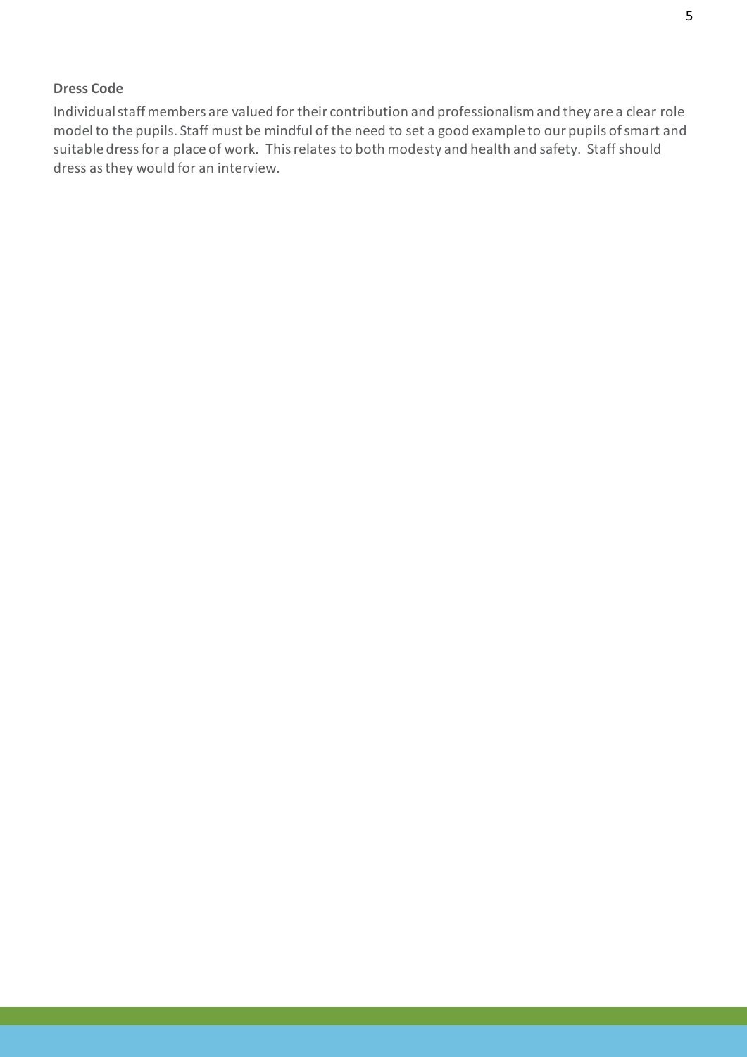**Dress Code**

Individual staff members are valued for their contribution and professionalism and they are a clear role model to the pupils. Staff must be mindful of the need to set a good example to our pupils of smart and suitable dress for a place of work. This relates to both modesty and health and safety. Staff should dress as they would for an interview.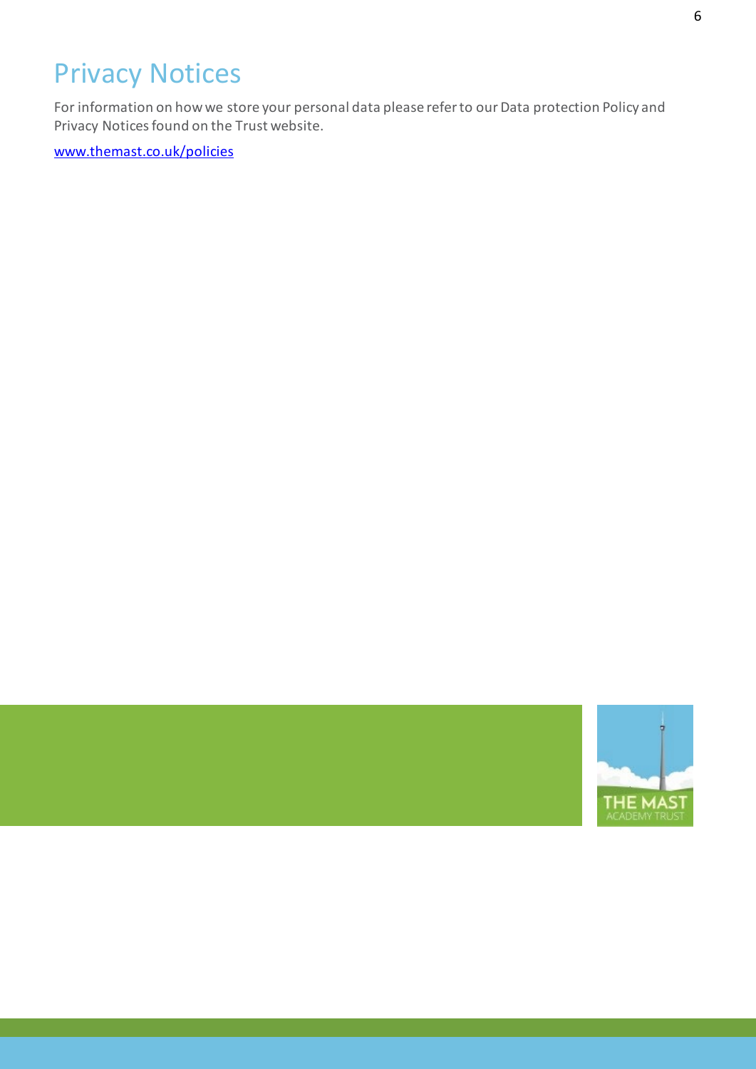# Privacy Notices

For information on how we store your personal data please refer to our Data protection Policy and Privacy Notices found on the Trust website.

www.themast.co.uk/policies